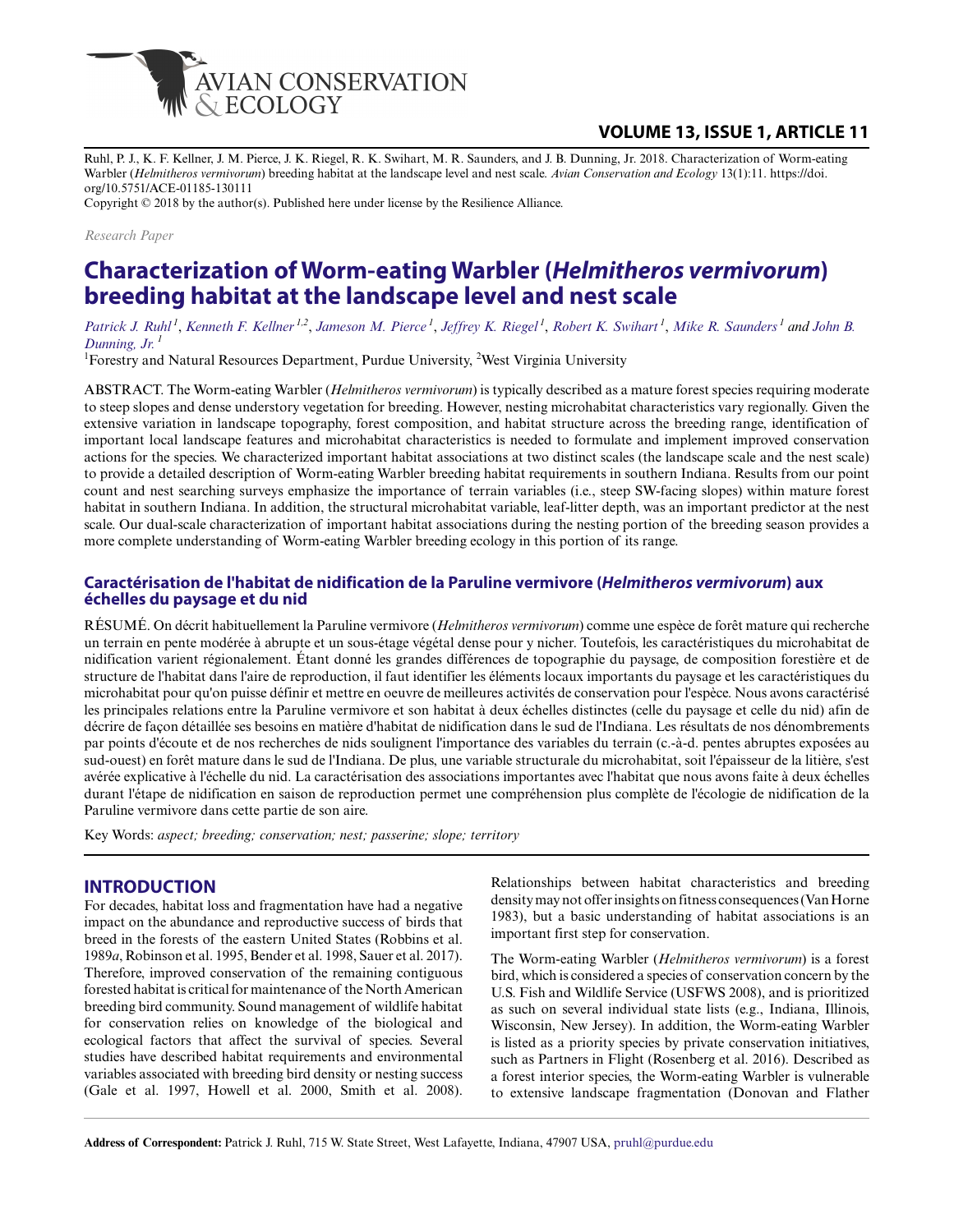Ruhl, P. J., K. F. Kellner, J. M. Pierce, J. K. Riegel, R. K. Swihart, M. R. Saunders, and J. B. Dunning, Jr. 2018. Characterization of Worm-eating Warbler (*Helmitheros vermivorum*) breeding habitat at the landscape level and nest scale. *Avian Conservation and Ecology* 13(1):11. https://doi.org/10.5751/ACE-01185-130111

Copyright © 2018 by the author(s). Published here under license by the Resilience Alliance.

*Research Paper*

# Characterization of Worm-eating Warbler (*Helmitheros vermivorum*) breeding habitat at the landscape level and nest scale

*Patrick J. Ruhl*[1], *Kenneth F. Kellner*[1,2], *Jameson M. Pierce*[1], *Jeffrey K. Riegel*[1], *Robert K. Swihart*[1], *Mike R. Saunders*[1] and *John B. Dunning, Jr.*[1]

[1]Forestry and Natural Resources Department, Purdue University, [2]West Virginia University

ABSTRACT. The Worm-eating Warbler (*Helmitheros vermivorum*) is typically described as a mature forest species requiring moderate to steep slopes and dense understory vegetation for breeding. However, nesting microhabitat characteristics vary regionally. Given the extensive variation in landscape topography, forest composition, and habitat structure across the breeding range, identification of important local landscape features and microhabitat characteristics is needed to formulate and implement improved conservation actions for the species. We characterized important habitat associations at two distinct scales (the landscape scale and the nest scale) to provide a detailed description of Worm-eating Warbler breeding habitat requirements in southern Indiana. Results from our point count and nest searching surveys emphasize the importance of terrain variables (i.e., steep SW-facing slopes) within mature forest habitat in southern Indiana. In addition, the structural microhabitat variable, leaf-litter depth, was an important predictor at the nest scale. Our dual-scale characterization of important habitat associations during the nesting portion of the breeding season provides a more complete understanding of Worm-eating Warbler breeding ecology in this portion of its range.

### Caractérisation de l'habitat de nidification de la Paruline vermivore (*Helmitheros vermivorum*) aux échelles du paysage et du nid

RÉSUMÉ. On décrit habituellement la Paruline vermivore (*Helmitheros vermivorum*) comme une espèce de forêt mature qui recherche un terrain en pente modérée à abrupte et un sous-étage végétal dense pour y nicher. Toutefois, les caractéristiques du microhabitat de nidification varient régionalement. Étant donné les grandes différences de topographie du paysage, de composition forestière et de structure de l'habitat dans l'aire de reproduction, il faut identifier les éléments locaux importants du paysage et les caractéristiques du microhabitat pour qu'on puisse définir et mettre en oeuvre de meilleures activités de conservation pour l'espèce. Nous avons caractérisé les principales relations entre la Paruline vermivore et son habitat à deux échelles distinctes (celle du paysage et celle du nid) afin de décrire de façon détaillée ses besoins en matière d'habitat de nidification dans le sud de l'Indiana. Les résultats de nos dénombrements par points d'écoute et de nos recherches de nids soulignent l'importance des variables du terrain (c.-à-d. pentes abruptes exposées au sud-ouest) en forêt mature dans le sud de l'Indiana. De plus, une variable structurale du microhabitat, soit l'épaisseur de la litière, s'est avérée explicative à l'échelle du nid. La caractérisation des associations importantes avec l'habitat que nous avons faite à deux échelles durant l'étape de nidification en saison de reproduction permet une compréhension plus complète de l'écologie de nidification de la Paruline vermivore dans cette partie de son aire.

Key Words: *aspect; breeding; conservation; nest; passerine; slope; territory*

## INTRODUCTION

For decades, habitat loss and fragmentation have had a negative impact on the abundance and reproductive success of birds that breed in the forests of the eastern United States (Robbins et al. 1989*a*, Robinson et al. 1995, Bender et al. 1998, Sauer et al. 2017). Therefore, improved conservation of the remaining contiguous forested habitat is critical for maintenance of the North American breeding bird community. Sound management of wildlife habitat for conservation relies on knowledge of the biological and ecological factors that affect the survival of species. Several studies have described habitat requirements and environmental variables associated with breeding bird density or nesting success (Gale et al. 1997, Howell et al. 2000, Smith et al. 2008). Relationships between habitat characteristics and breeding density may not offer insights on fitness consequences (Van Horne 1983), but a basic understanding of habitat associations is an important first step for conservation.

The Worm-eating Warbler (*Helmitheros vermivorum*) is a forest bird, which is considered a species of conservation concern by the U.S. Fish and Wildlife Service (USFWS 2008), and is prioritized as such on several individual state lists (e.g., Indiana, Illinois, Wisconsin, New Jersey). In addition, the Worm-eating Warbler is listed as a priority species by private conservation initiatives, such as Partners in Flight (Rosenberg et al. 2016). Described as a forest interior species, the Worm-eating Warbler is vulnerable to extensive landscape fragmentation (Donovan and Flather

**Address of Correspondent:** Patrick J. Ruhl, 715 W. State Street, West Lafayette, Indiana, 47907 USA, pruhl@purdue.edu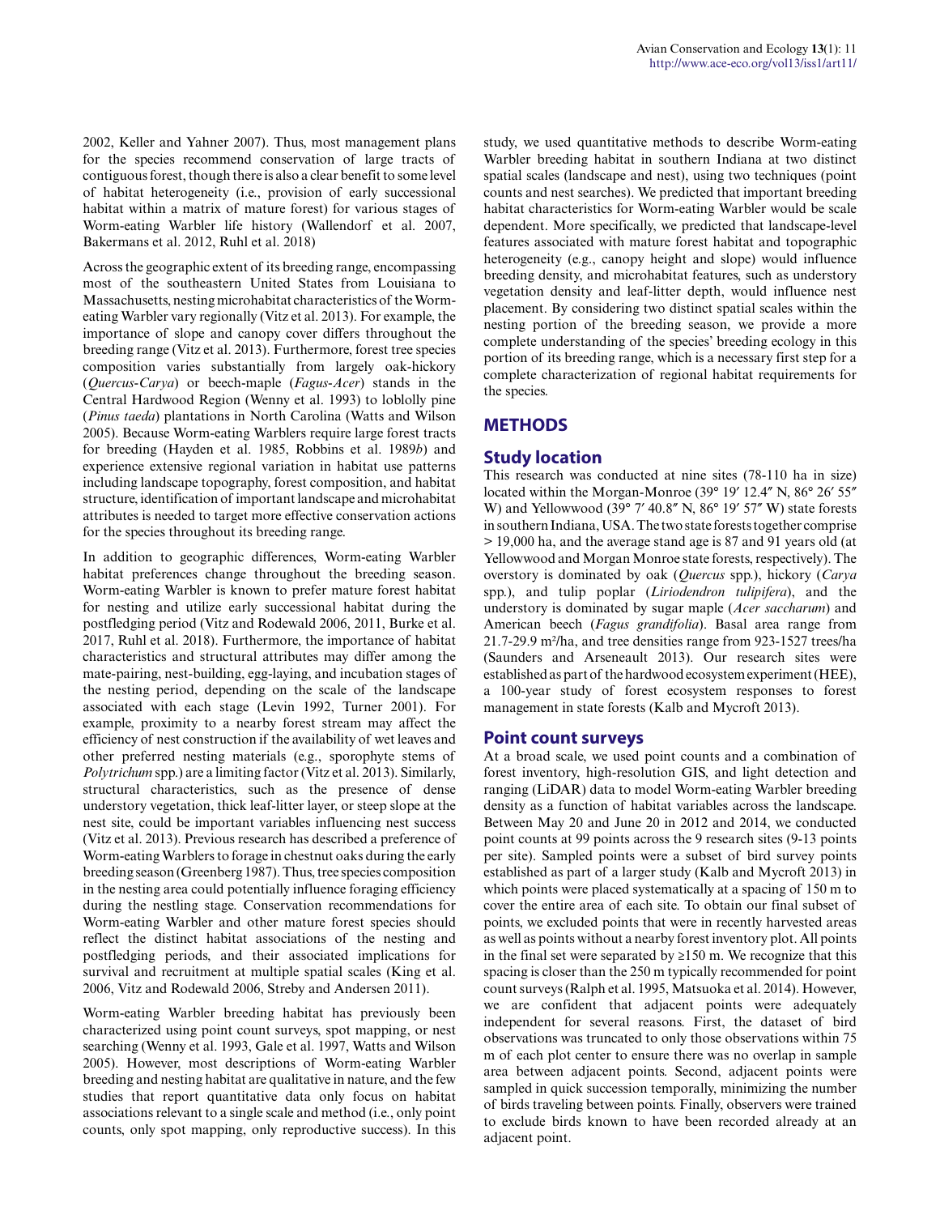2002, Keller and Yahner 2007). Thus, most management plans for the species recommend conservation of large tracts of contiguous forest, though there is also a clear benefit to some level of habitat heterogeneity (i.e., provision of early successional habitat within a matrix of mature forest) for various stages of Worm-eating Warbler life history (Wallendorf et al. 2007, Bakermans et al. 2012, Ruhl et al. 2018)

Across the geographic extent of its breeding range, encompassing most of the southeastern United States from Louisiana to Massachusetts, nesting microhabitat characteristics of the Worm-eating Warbler vary regionally (Vitz et al. 2013). For example, the importance of slope and canopy cover differs throughout the breeding range (Vitz et al. 2013). Furthermore, forest tree species composition varies substantially from largely oak-hickory (*Quercus-Carya*) or beech-maple (*Fagus-Acer*) stands in the Central Hardwood Region (Wenny et al. 1993) to loblolly pine (*Pinus taeda*) plantations in North Carolina (Watts and Wilson 2005). Because Worm-eating Warblers require large forest tracts for breeding (Hayden et al. 1985, Robbins et al. 1989*b*) and experience extensive regional variation in habitat use patterns including landscape topography, forest composition, and habitat structure, identification of important landscape and microhabitat attributes is needed to target more effective conservation actions for the species throughout its breeding range.

In addition to geographic differences, Worm-eating Warbler habitat preferences change throughout the breeding season. Worm-eating Warbler is known to prefer mature forest habitat for nesting and utilize early successional habitat during the postfledging period (Vitz and Rodewald 2006, 2011, Burke et al. 2017, Ruhl et al. 2018). Furthermore, the importance of habitat characteristics and structural attributes may differ among the mate-pairing, nest-building, egg-laying, and incubation stages of the nesting period, depending on the scale of the landscape associated with each stage (Levin 1992, Turner 2001). For example, proximity to a nearby forest stream may affect the efficiency of nest construction if the availability of wet leaves and other preferred nesting materials (e.g., sporophyte stems of *Polytrichum* spp.) are a limiting factor (Vitz et al. 2013). Similarly, structural characteristics, such as the presence of dense understory vegetation, thick leaf-litter layer, or steep slope at the nest site, could be important variables influencing nest success (Vitz et al. 2013). Previous research has described a preference of Worm-eating Warblers to forage in chestnut oaks during the early breeding season (Greenberg 1987). Thus, tree species composition in the nesting area could potentially influence foraging efficiency during the nestling stage. Conservation recommendations for Worm-eating Warbler and other mature forest species should reflect the distinct habitat associations of the nesting and postfledging periods, and their associated implications for survival and recruitment at multiple spatial scales (King et al. 2006, Vitz and Rodewald 2006, Streby and Andersen 2011).

Worm-eating Warbler breeding habitat has previously been characterized using point count surveys, spot mapping, or nest searching (Wenny et al. 1993, Gale et al. 1997, Watts and Wilson 2005). However, most descriptions of Worm-eating Warbler breeding and nesting habitat are qualitative in nature, and the few studies that report quantitative data only focus on habitat associations relevant to a single scale and method (i.e., only point counts, only spot mapping, only reproductive success). In this study, we used quantitative methods to describe Worm-eating Warbler breeding habitat in southern Indiana at two distinct spatial scales (landscape and nest), using two techniques (point counts and nest searches). We predicted that important breeding habitat characteristics for Worm-eating Warbler would be scale dependent. More specifically, we predicted that landscape-level features associated with mature forest habitat and topographic heterogeneity (e.g., canopy height and slope) would influence breeding density, and microhabitat features, such as understory vegetation density and leaf-litter depth, would influence nest placement. By considering two distinct spatial scales within the nesting portion of the breeding season, we provide a more complete understanding of the species' breeding ecology in this portion of its breeding range, which is a necessary first step for a complete characterization of regional habitat requirements for the species.

## METHODS

### Study location

This research was conducted at nine sites (78-110 ha in size) located within the Morgan-Monroe (39° 19′ 12.4″ N, 86° 26′ 55″ W) and Yellowwood (39° 7′ 40.8″ N, 86° 19′ 57″ W) state forests in southern Indiana, USA. The two state forests together comprise > 19,000 ha, and the average stand age is 87 and 91 years old (at Yellowwood and Morgan Monroe state forests, respectively). The overstory is dominated by oak (*Quercus* spp.), hickory (*Carya* spp.), and tulip poplar (*Liriodendron tulipifera*), and the understory is dominated by sugar maple (*Acer saccharum*) and American beech (*Fagus grandifolia*). Basal area range from 21.7-29.9 m²/ha, and tree densities range from 923-1527 trees/ha (Saunders and Arseneault 2013). Our research sites were established as part of the hardwood ecosystem experiment (HEE), a 100-year study of forest ecosystem responses to forest management in state forests (Kalb and Mycroft 2013).

### Point count surveys

At a broad scale, we used point counts and a combination of forest inventory, high-resolution GIS, and light detection and ranging (LiDAR) data to model Worm-eating Warbler breeding density as a function of habitat variables across the landscape. Between May 20 and June 20 in 2012 and 2014, we conducted point counts at 99 points across the 9 research sites (9-13 points per site). Sampled points were a subset of bird survey points established as part of a larger study (Kalb and Mycroft 2013) in which points were placed systematically at a spacing of 150 m to cover the entire area of each site. To obtain our final subset of points, we excluded points that were in recently harvested areas as well as points without a nearby forest inventory plot. All points in the final set were separated by ≥150 m. We recognize that this spacing is closer than the 250 m typically recommended for point count surveys (Ralph et al. 1995, Matsuoka et al. 2014). However, we are confident that adjacent points were adequately independent for several reasons. First, the dataset of bird observations was truncated to only those observations within 75 m of each plot center to ensure there was no overlap in sample area between adjacent points. Second, adjacent points were sampled in quick succession temporally, minimizing the number of birds traveling between points. Finally, observers were trained to exclude birds known to have been recorded already at an adjacent point.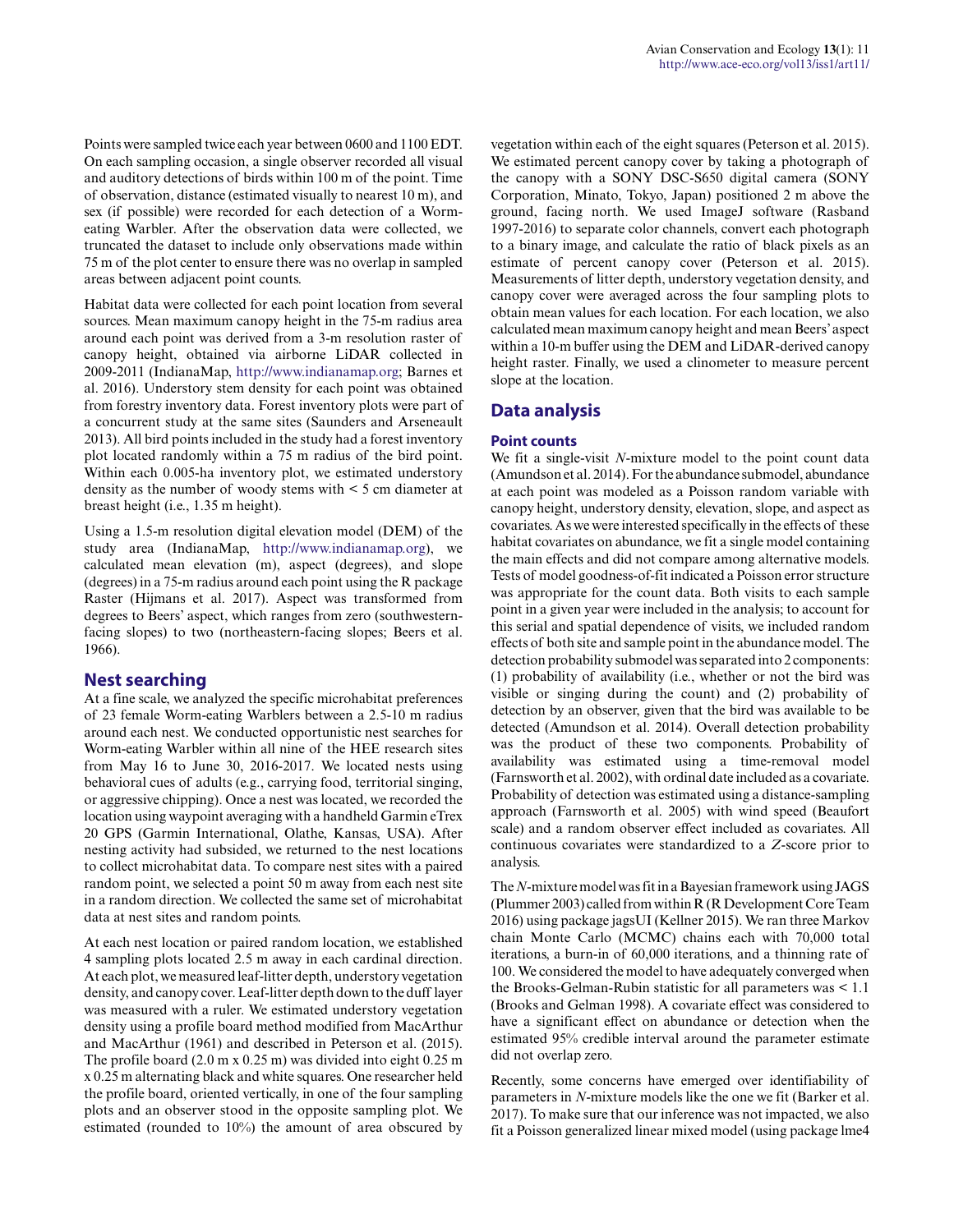Points were sampled twice each year between 0600 and 1100 EDT. On each sampling occasion, a single observer recorded all visual and auditory detections of birds within 100 m of the point. Time of observation, distance (estimated visually to nearest 10 m), and sex (if possible) were recorded for each detection of a Worm-eating Warbler. After the observation data were collected, we truncated the dataset to include only observations made within 75 m of the plot center to ensure there was no overlap in sampled areas between adjacent point counts.

Habitat data were collected for each point location from several sources. Mean maximum canopy height in the 75-m radius area around each point was derived from a 3-m resolution raster of canopy height, obtained via airborne LiDAR collected in 2009-2011 (IndianaMap, http://www.indianamap.org; Barnes et al. 2016). Understory stem density for each point was obtained from forestry inventory data. Forest inventory plots were part of a concurrent study at the same sites (Saunders and Arseneault 2013). All bird points included in the study had a forest inventory plot located randomly within a 75 m radius of the bird point. Within each 0.005-ha inventory plot, we estimated understory density as the number of woody stems with < 5 cm diameter at breast height (i.e., 1.35 m height).

Using a 1.5-m resolution digital elevation model (DEM) of the study area (IndianaMap, http://www.indianamap.org), we calculated mean elevation (m), aspect (degrees), and slope (degrees) in a 75-m radius around each point using the R package Raster (Hijmans et al. 2017). Aspect was transformed from degrees to Beers' aspect, which ranges from zero (southwestern-facing slopes) to two (northeastern-facing slopes; Beers et al. 1966).

## Nest searching

At a fine scale, we analyzed the specific microhabitat preferences of 23 female Worm-eating Warblers between a 2.5-10 m radius around each nest. We conducted opportunistic nest searches for Worm-eating Warbler within all nine of the HEE research sites from May 16 to June 30, 2016-2017. We located nests using behavioral cues of adults (e.g., carrying food, territorial singing, or aggressive chipping). Once a nest was located, we recorded the location using waypoint averaging with a handheld Garmin eTrex 20 GPS (Garmin International, Olathe, Kansas, USA). After nesting activity had subsided, we returned to the nest locations to collect microhabitat data. To compare nest sites with a paired random point, we selected a point 50 m away from each nest site in a random direction. We collected the same set of microhabitat data at nest sites and random points.

At each nest location or paired random location, we established 4 sampling plots located 2.5 m away in each cardinal direction. At each plot, we measured leaf-litter depth, understory vegetation density, and canopy cover. Leaf-litter depth down to the duff layer was measured with a ruler. We estimated understory vegetation density using a profile board method modified from MacArthur and MacArthur (1961) and described in Peterson et al. (2015). The profile board (2.0 m x 0.25 m) was divided into eight 0.25 m x 0.25 m alternating black and white squares. One researcher held the profile board, oriented vertically, in one of the four sampling plots and an observer stood in the opposite sampling plot. We estimated (rounded to 10%) the amount of area obscured by vegetation within each of the eight squares (Peterson et al. 2015). We estimated percent canopy cover by taking a photograph of the canopy with a SONY DSC-S650 digital camera (SONY Corporation, Minato, Tokyo, Japan) positioned 2 m above the ground, facing north. We used ImageJ software (Rasband 1997-2016) to separate color channels, convert each photograph to a binary image, and calculate the ratio of black pixels as an estimate of percent canopy cover (Peterson et al. 2015). Measurements of litter depth, understory vegetation density, and canopy cover were averaged across the four sampling plots to obtain mean values for each location. For each location, we also calculated mean maximum canopy height and mean Beers' aspect within a 10-m buffer using the DEM and LiDAR-derived canopy height raster. Finally, we used a clinometer to measure percent slope at the location.

## Data analysis

### Point counts

We fit a single-visit $N$-mixture model to the point count data (Amundson et al. 2014). For the abundance submodel, abundance at each point was modeled as a Poisson random variable with canopy height, understory density, elevation, slope, and aspect as covariates. As we were interested specifically in the effects of these habitat covariates on abundance, we fit a single model containing the main effects and did not compare among alternative models. Tests of model goodness-of-fit indicated a Poisson error structure was appropriate for the count data. Both visits to each sample point in a given year were included in the analysis; to account for this serial and spatial dependence of visits, we included random effects of both site and sample point in the abundance model. The detection probability submodel was separated into 2 components: (1) probability of availability (i.e., whether or not the bird was visible or singing during the count) and (2) probability of detection by an observer, given that the bird was available to be detected (Amundson et al. 2014). Overall detection probability was the product of these two components. Probability of availability was estimated using a time-removal model (Farnsworth et al. 2002), with ordinal date included as a covariate. Probability of detection was estimated using a distance-sampling approach (Farnsworth et al. 2005) with wind speed (Beaufort scale) and a random observer effect included as covariates. All continuous covariates were standardized to a $Z$-score prior to analysis.

The $N$-mixture model was fit in a Bayesian framework using JAGS (Plummer 2003) called from within R (R Development Core Team 2016) using package jagsUI (Kellner 2015). We ran three Markov chain Monte Carlo (MCMC) chains each with 70,000 total iterations, a burn-in of 60,000 iterations, and a thinning rate of 100. We considered the model to have adequately converged when the Brooks-Gelman-Rubin statistic for all parameters was < 1.1 (Brooks and Gelman 1998). A covariate effect was considered to have a significant effect on abundance or detection when the estimated 95% credible interval around the parameter estimate did not overlap zero.

Recently, some concerns have emerged over identifiability of parameters in $N$-mixture models like the one we fit (Barker et al. 2017). To make sure that our inference was not impacted, we also fit a Poisson generalized linear mixed model (using package lme4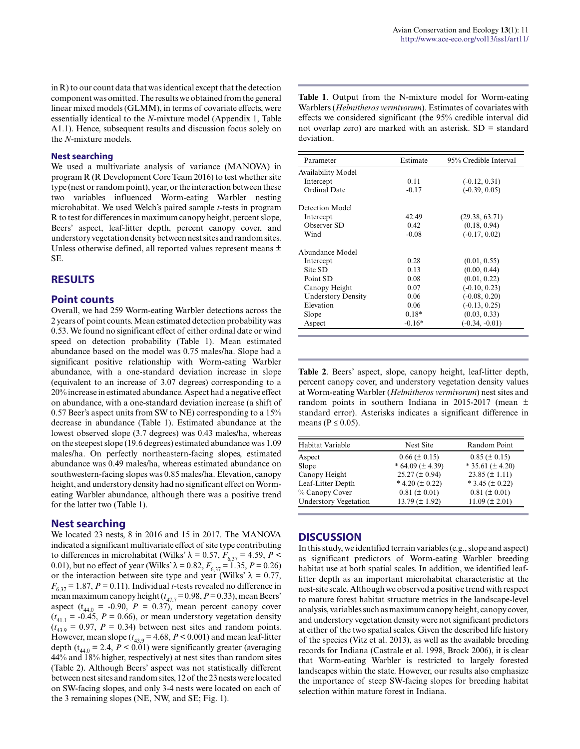in R) to our count data that was identical except that the detection component was omitted. The results we obtained from the general linear mixed models (GLMM), in terms of covariate effects, were essentially identical to the *N*-mixture model (Appendix 1, Table A1.1). Hence, subsequent results and discussion focus solely on the *N*-mixture models.

### Nest searching

We used a multivariate analysis of variance (MANOVA) in program R (R Development Core Team 2016) to test whether site type (nest or random point), year, or the interaction between these two variables influenced Worm-eating Warbler nesting microhabitat. We used Welch's paired sample *t*-tests in program R to test for differences in maximum canopy height, percent slope, Beers' aspect, leaf-litter depth, percent canopy cover, and understory vegetation density between nest sites and random sites. Unless otherwise defined, all reported values represent means ± SE.

## RESULTS

### Point counts

Overall, we had 259 Worm-eating Warbler detections across the 2 years of point counts. Mean estimated detection probability was 0.53. We found no significant effect of either ordinal date or wind speed on detection probability (Table 1). Mean estimated abundance based on the model was 0.75 males/ha. Slope had a significant positive relationship with Worm-eating Warbler abundance, with a one-standard deviation increase in slope (equivalent to an increase of 3.07 degrees) corresponding to a 20% increase in estimated abundance. Aspect had a negative effect on abundance, with a one-standard deviation increase (a shift of 0.57 Beer's aspect units from SW to NE) corresponding to a 15% decrease in abundance (Table 1). Estimated abundance at the lowest observed slope (3.7 degrees) was 0.43 males/ha, whereas on the steepest slope (19.6 degrees) estimated abundance was 1.09 males/ha. On perfectly northeastern-facing slopes, estimated abundance was 0.49 males/ha, whereas estimated abundance on southwestern-facing slopes was 0.85 males/ha. Elevation, canopy height, and understory density had no significant effect on Worm-eating Warbler abundance, although there was a positive trend for the latter two (Table 1).

### Nest searching

We located 23 nests, 8 in 2016 and 15 in 2017. The MANOVA indicated a significant multivariate effect of site type contributing to differences in microhabitat (Wilks' λ = 0.57, $F_{6,37} = 4.59$, $P < 0.01$), but no effect of year (Wilks' λ = 0.82, $F_{6,37} = 1.35$, $P = 0.26$) or the interaction between site type and year (Wilks' λ = 0.77, $F_{6,37} = 1.87$, $P = 0.11$). Individual *t*-tests revealed no difference in mean maximum canopy height ($t_{47.7} = 0.98$, $P = 0.33$), mean Beers' aspect ($t_{44.0} = -0.90$, $P = 0.37$), mean percent canopy cover ($t_{41.1} = -0.45$, $P = 0.66$), or mean understory vegetation density ($t_{43.9} = 0.97$, $P = 0.34$) between nest sites and random points. However, mean slope ($t_{43.9} = 4.68$, $P < 0.001$) and mean leaf-litter depth ($t_{44.0} = 2.4$, $P < 0.01$) were significantly greater (averaging 44% and 18% higher, respectively) at nest sites than random sites (Table 2). Although Beers' aspect was not statistically different between nest sites and random sites, 12 of the 23 nests were located on SW-facing slopes, and only 3-4 nests were located on each of the 3 remaining slopes (NE, NW, and SE; Fig. 1).

**Table 1**. Output from the N-mixture model for Worm-eating Warblers (*Helmitheros vermivorum*). Estimates of covariates with effects we considered significant (the 95% credible interval did not overlap zero) are marked with an asterisk. SD = standard deviation.

| Parameter | Estimate | 95% Credible Interval |
|---|---|---|
| Availability Model | | |
| Intercept | 0.11 | (-0.12, 0.31) |
| Ordinal Date | -0.17 | (-0.39, 0.05) |
| Detection Model | | |
| Intercept | 42.49 | (29.38, 63.71) |
| Observer SD | 0.42 | (0.18, 0.94) |
| Wind | -0.08 | (-0.17, 0.02) |
| Abundance Model | | |
| Intercept | 0.28 | (0.01, 0.55) |
| Site SD | 0.13 | (0.00, 0.44) |
| Point SD | 0.08 | (0.01, 0.22) |
| Canopy Height | 0.07 | (-0.10, 0.23) |
| Understory Density | 0.06 | (-0.08, 0.20) |
| Elevation | 0.06 | (-0.13, 0.25) |
| Slope | 0.18* | (0.03, 0.33) |
| Aspect | -0.16* | (-0.34, -0.01) |

**Table 2**. Beers' aspect, slope, canopy height, leaf-litter depth, percent canopy cover, and understory vegetation density values at Worm-eating Warbler (*Helmitheros vermivorum*) nest sites and random points in southern Indiana in 2015-2017 (mean ± standard error). Asterisks indicates a significant difference in means (P ≤ 0.05).

| Habitat Variable | Nest Site | Random Point |
|---|---|---|
| Aspect | 0.66 (± 0.15) | 0.85 (± 0.15) |
| Slope | * 64.09 (± 4.39) | * 35.61 (± 4.20) |
| Canopy Height | 25.27 (± 0.94) | 23.85 (± 1.11) |
| Leaf-Litter Depth | * 4.20 (± 0.22) | * 3.45 (± 0.22) |
| % Canopy Cover | 0.81 (± 0.01) | 0.81 (± 0.01) |
| Understory Vegetation | 13.79 (± 1.92) | 11.09 (± 2.01) |

## DISCUSSION

In this study, we identified terrain variables (e.g., slope and aspect) as significant predictors of Worm-eating Warbler breeding habitat use at both spatial scales. In addition, we identified leaf-litter depth as an important microhabitat characteristic at the nest-site scale. Although we observed a positive trend with respect to mature forest habitat structure metrics in the landscape-level analysis, variables such as maximum canopy height, canopy cover, and understory vegetation density were not significant predictors at either of the two spatial scales. Given the described life history of the species (Vitz et al. 2013), as well as the available breeding records for Indiana (Castrale et al. 1998, Brock 2006), it is clear that Worm-eating Warbler is restricted to largely forested landscapes within the state. However, our results also emphasize the importance of steep SW-facing slopes for breeding habitat selection within mature forest in Indiana.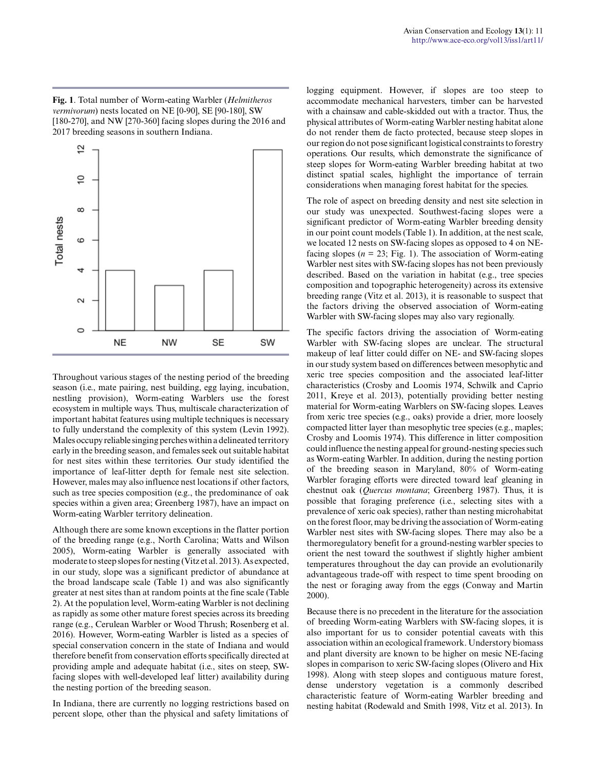**Fig. 1**. Total number of Worm-eating Warbler (*Helmitheros vermivorum*) nests located on NE [0-90], SE [90-180], SW [180-270], and NW [270-360] facing slopes during the 2016 and 2017 breeding seasons in southern Indiana.

Throughout various stages of the nesting period of the breeding season (i.e., mate pairing, nest building, egg laying, incubation, nestling provision), Worm-eating Warblers use the forest ecosystem in multiple ways. Thus, multiscale characterization of important habitat features using multiple techniques is necessary to fully understand the complexity of this system (Levin 1992). Males occupy reliable singing perches within a delineated territory early in the breeding season, and females seek out suitable habitat for nest sites within these territories. Our study identified the importance of leaf-litter depth for female nest site selection. However, males may also influence nest locations if other factors, such as tree species composition (e.g., the predominance of oak species within a given area; Greenberg 1987), have an impact on Worm-eating Warbler territory delineation.

Although there are some known exceptions in the flatter portion of the breeding range (e.g., North Carolina; Watts and Wilson 2005), Worm-eating Warbler is generally associated with moderate to steep slopes for nesting (Vitz et al. 2013). As expected, in our study, slope was a significant predictor of abundance at the broad landscape scale (Table 1) and was also significantly greater at nest sites than at random points at the fine scale (Table 2). At the population level, Worm-eating Warbler is not declining as rapidly as some other mature forest species across its breeding range (e.g., Cerulean Warbler or Wood Thrush; Rosenberg et al. 2016). However, Worm-eating Warbler is listed as a species of special conservation concern in the state of Indiana and would therefore benefit from conservation efforts specifically directed at providing ample and adequate habitat (i.e., sites on steep, SW-facing slopes with well-developed leaf litter) availability during the nesting portion of the breeding season.

In Indiana, there are currently no logging restrictions based on percent slope, other than the physical and safety limitations of logging equipment. However, if slopes are too steep to accommodate mechanical harvesters, timber can be harvested with a chainsaw and cable-skidded out with a tractor. Thus, the physical attributes of Worm-eating Warbler nesting habitat alone do not render them de facto protected, because steep slopes in our region do not pose significant logistical constraints to forestry operations. Our results, which demonstrate the significance of steep slopes for Worm-eating Warbler breeding habitat at two distinct spatial scales, highlight the importance of terrain considerations when managing forest habitat for the species.

The role of aspect on breeding density and nest site selection in our study was unexpected. Southwest-facing slopes were a significant predictor of Worm-eating Warbler breeding density in our point count models (Table 1). In addition, at the nest scale, we located 12 nests on SW-facing slopes as opposed to 4 on NE-facing slopes ($n = 23$; Fig. 1). The association of Worm-eating Warbler nest sites with SW-facing slopes has not been previously described. Based on the variation in habitat (e.g., tree species composition and topographic heterogeneity) across its extensive breeding range (Vitz et al. 2013), it is reasonable to suspect that the factors driving the observed association of Worm-eating Warbler with SW-facing slopes may also vary regionally.

The specific factors driving the association of Worm-eating Warbler with SW-facing slopes are unclear. The structural makeup of leaf litter could differ on NE- and SW-facing slopes in our study system based on differences between mesophytic and xeric tree species composition and the associated leaf-litter characteristics (Crosby and Loomis 1974, Schwilk and Caprio 2011, Kreye et al. 2013), potentially providing better nesting material for Worm-eating Warblers on SW-facing slopes. Leaves from xeric tree species (e.g., oaks) provide a drier, more loosely compacted litter layer than mesophytic tree species (e.g., maples; Crosby and Loomis 1974). This difference in litter composition could influence the nesting appeal for ground-nesting species such as Worm-eating Warbler. In addition, during the nesting portion of the breeding season in Maryland, 80% of Worm-eating Warbler foraging efforts were directed toward leaf gleaning in chestnut oak (*Quercus montana*; Greenberg 1987). Thus, it is possible that foraging preference (i.e., selecting sites with a prevalence of xeric oak species), rather than nesting microhabitat on the forest floor, may be driving the association of Worm-eating Warbler nest sites with SW-facing slopes. There may also be a thermoregulatory benefit for a ground-nesting warbler species to orient the nest toward the southwest if slightly higher ambient temperatures throughout the day can provide an evolutionarily advantageous trade-off with respect to time spent brooding on the nest or foraging away from the eggs (Conway and Martin 2000).

Because there is no precedent in the literature for the association of breeding Worm-eating Warblers with SW-facing slopes, it is also important for us to consider potential caveats with this association within an ecological framework. Understory biomass and plant diversity are known to be higher on mesic NE-facing slopes in comparison to xeric SW-facing slopes (Olivero and Hix 1998). Along with steep slopes and contiguous mature forest, dense understory vegetation is a commonly described characteristic feature of Worm-eating Warbler breeding and nesting habitat (Rodewald and Smith 1998, Vitz et al. 2013). In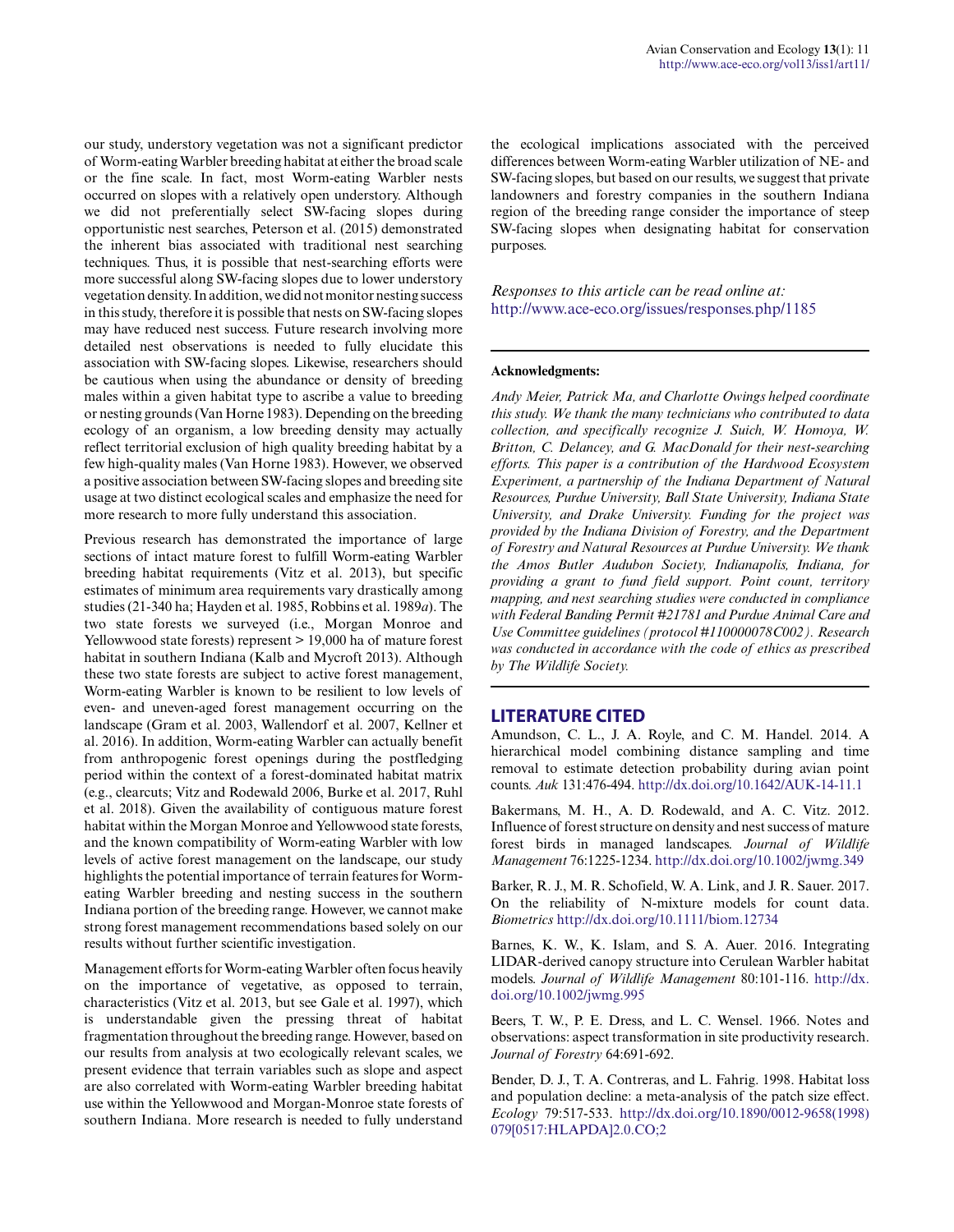our study, understory vegetation was not a significant predictor of Worm-eating Warbler breeding habitat at either the broad scale or the fine scale. In fact, most Worm-eating Warbler nests occurred on slopes with a relatively open understory. Although we did not preferentially select SW-facing slopes during opportunistic nest searches, Peterson et al. (2015) demonstrated the inherent bias associated with traditional nest searching techniques. Thus, it is possible that nest-searching efforts were more successful along SW-facing slopes due to lower understory vegetation density. In addition, we did not monitor nesting success in this study, therefore it is possible that nests on SW-facing slopes may have reduced nest success. Future research involving more detailed nest observations is needed to fully elucidate this association with SW-facing slopes. Likewise, researchers should be cautious when using the abundance or density of breeding males within a given habitat type to ascribe a value to breeding or nesting grounds (Van Horne 1983). Depending on the breeding ecology of an organism, a low breeding density may actually reflect territorial exclusion of high quality breeding habitat by a few high-quality males (Van Horne 1983). However, we observed a positive association between SW-facing slopes and breeding site usage at two distinct ecological scales and emphasize the need for more research to more fully understand this association.

Previous research has demonstrated the importance of large sections of intact mature forest to fulfill Worm-eating Warbler breeding habitat requirements (Vitz et al. 2013), but specific estimates of minimum area requirements vary drastically among studies (21-340 ha; Hayden et al. 1985, Robbins et al. 1989*a*). The two state forests we surveyed (i.e., Morgan Monroe and Yellowwood state forests) represent > 19,000 ha of mature forest habitat in southern Indiana (Kalb and Mycroft 2013). Although these two state forests are subject to active forest management, Worm-eating Warbler is known to be resilient to low levels of even- and uneven-aged forest management occurring on the landscape (Gram et al. 2003, Wallendorf et al. 2007, Kellner et al. 2016). In addition, Worm-eating Warbler can actually benefit from anthropogenic forest openings during the postfledging period within the context of a forest-dominated habitat matrix (e.g., clearcuts; Vitz and Rodewald 2006, Burke et al. 2017, Ruhl et al. 2018). Given the availability of contiguous mature forest habitat within the Morgan Monroe and Yellowwood state forests, and the known compatibility of Worm-eating Warbler with low levels of active forest management on the landscape, our study highlights the potential importance of terrain features for Worm-eating Warbler breeding and nesting success in the southern Indiana portion of the breeding range. However, we cannot make strong forest management recommendations based solely on our results without further scientific investigation.

Management efforts for Worm-eating Warbler often focus heavily on the importance of vegetative, as opposed to terrain, characteristics (Vitz et al. 2013, but see Gale et al. 1997), which is understandable given the pressing threat of habitat fragmentation throughout the breeding range. However, based on our results from analysis at two ecologically relevant scales, we present evidence that terrain variables such as slope and aspect are also correlated with Worm-eating Warbler breeding habitat use within the Yellowwood and Morgan-Monroe state forests of southern Indiana. More research is needed to fully understand the ecological implications associated with the perceived differences between Worm-eating Warbler utilization of NE- and SW-facing slopes, but based on our results, we suggest that private landowners and forestry companies in the southern Indiana region of the breeding range consider the importance of steep SW-facing slopes when designating habitat for conservation purposes.

*Responses to this article can be read online at:*
http://www.ace-eco.org/issues/responses.php/1185

**Acknowledgments:**

*Andy Meier, Patrick Ma, and Charlotte Owings helped coordinate this study. We thank the many technicians who contributed to data collection, and specifically recognize J. Suich, W. Homoya, W. Britton, C. Delancey, and G. MacDonald for their nest-searching efforts. This paper is a contribution of the Hardwood Ecosystem Experiment, a partnership of the Indiana Department of Natural Resources, Purdue University, Ball State University, Indiana State University, and Drake University. Funding for the project was provided by the Indiana Division of Forestry, and the Department of Forestry and Natural Resources at Purdue University. We thank the Amos Butler Audubon Society, Indianapolis, Indiana, for providing a grant to fund field support. Point count, territory mapping, and nest searching studies were conducted in compliance with Federal Banding Permit #21781 and Purdue Animal Care and Use Committee guidelines (protocol #110000078C002). Research was conducted in accordance with the code of ethics as prescribed by The Wildlife Society.*

## LITERATURE CITED

Amundson, C. L., J. A. Royle, and C. M. Handel. 2014. A hierarchical model combining distance sampling and time removal to estimate detection probability during avian point counts. *Auk* 131:476-494. http://dx.doi.org/10.1642/AUK-14-11.1

Bakermans, M. H., A. D. Rodewald, and A. C. Vitz. 2012. Influence of forest structure on density and nest success of mature forest birds in managed landscapes. *Journal of Wildlife Management* 76:1225-1234. http://dx.doi.org/10.1002/jwmg.349

Barker, R. J., M. R. Schofield, W. A. Link, and J. R. Sauer. 2017. On the reliability of N-mixture models for count data. *Biometrics* http://dx.doi.org/10.1111/biom.12734

Barnes, K. W., K. Islam, and S. A. Auer. 2016. Integrating LIDAR-derived canopy structure into Cerulean Warbler habitat models. *Journal of Wildlife Management* 80:101-116. http://dx.doi.org/10.1002/jwmg.995

Beers, T. W., P. E. Dress, and L. C. Wensel. 1966. Notes and observations: aspect transformation in site productivity research. *Journal of Forestry* 64:691-692.

Bender, D. J., T. A. Contreras, and L. Fahrig. 1998. Habitat loss and population decline: a meta-analysis of the patch size effect. *Ecology* 79:517-533. http://dx.doi.org/10.1890/0012-9658(1998)079[0517:HLAPDA]2.0.CO;2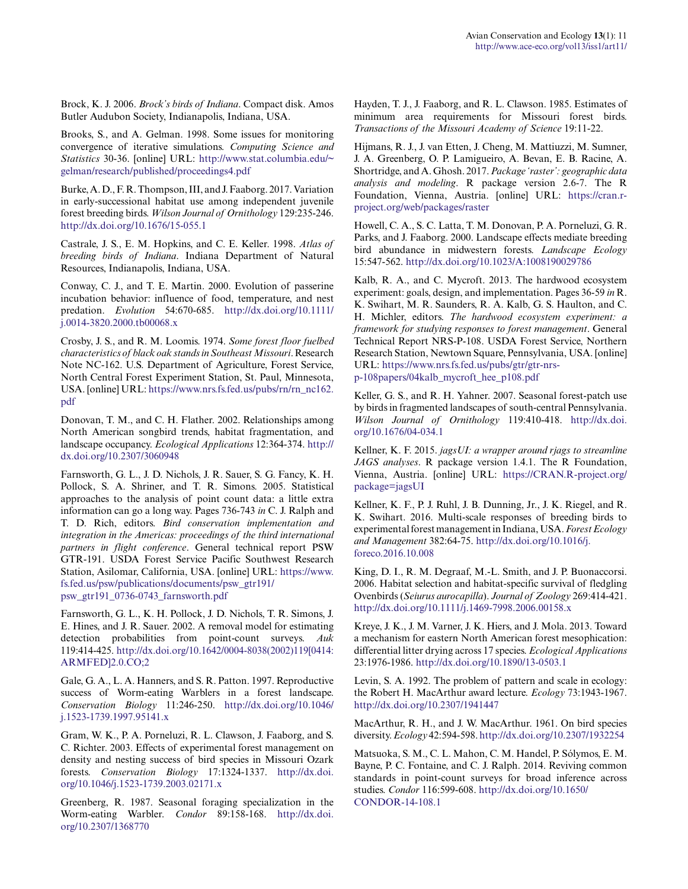Brock, K. J. 2006. *Brock's birds of Indiana*. Compact disk. Amos Butler Audubon Society, Indianapolis, Indiana, USA.

Brooks, S., and A. Gelman. 1998. Some issues for monitoring convergence of iterative simulations. *Computing Science and Statistics* 30-36. [online] URL: http://www.stat.columbia.edu/~gelman/research/published/proceedings4.pdf

Burke, A. D., F. R. Thompson, III, and J. Faaborg. 2017. Variation in early-successional habitat use among independent juvenile forest breeding birds. *Wilson Journal of Ornithology* 129:235-246. http://dx.doi.org/10.1676/15-055.1

Castrale, J. S., E. M. Hopkins, and C. E. Keller. 1998. *Atlas of breeding birds of Indiana*. Indiana Department of Natural Resources, Indianapolis, Indiana, USA.

Conway, C. J., and T. E. Martin. 2000. Evolution of passerine incubation behavior: influence of food, temperature, and nest predation. *Evolution* 54:670-685. http://dx.doi.org/10.1111/j.0014-3820.2000.tb00068.x

Crosby, J. S., and R. M. Loomis. 1974. *Some forest floor fuelbed characteristics of black oak stands in Southeast Missouri*. Research Note NC-162. U.S. Department of Agriculture, Forest Service, North Central Forest Experiment Station, St. Paul, Minnesota, USA. [online] URL: https://www.nrs.fs.fed.us/pubs/rn/rn_nc162.pdf

Donovan, T. M., and C. H. Flather. 2002. Relationships among North American songbird trends, habitat fragmentation, and landscape occupancy. *Ecological Applications* 12:364-374. http://dx.doi.org/10.2307/3060948

Farnsworth, G. L., J. D. Nichols, J. R. Sauer, S. G. Fancy, K. H. Pollock, S. A. Shriner, and T. R. Simons. 2005. Statistical approaches to the analysis of point count data: a little extra information can go a long way. Pages 736-743 *in* C. J. Ralph and T. D. Rich, editors. *Bird conservation implementation and integration in the Americas: proceedings of the third international partners in flight conference*. General technical report PSW GTR-191. USDA Forest Service Pacific Southwest Research Station, Asilomar, California, USA. [online] URL: https://www.fs.fed.us/psw/publications/documents/psw_gtr191/psw_gtr191_0736-0743_farnsworth.pdf

Farnsworth, G. L., K. H. Pollock, J. D. Nichols, T. R. Simons, J. E. Hines, and J. R. Sauer. 2002. A removal model for estimating detection probabilities from point-count surveys. *Auk* 119:414-425. http://dx.doi.org/10.1642/0004-8038(2002)119[0414:ARMFED]2.0.CO;2

Gale, G. A., L. A. Hanners, and S. R. Patton. 1997. Reproductive success of Worm-eating Warblers in a forest landscape. *Conservation Biology* 11:246-250. http://dx.doi.org/10.1046/j.1523-1739.1997.95141.x

Gram, W. K., P. A. Porneluzi, R. L. Clawson, J. Faaborg, and S. C. Richter. 2003. Effects of experimental forest management on density and nesting success of bird species in Missouri Ozark forests. *Conservation Biology* 17:1324-1337. http://dx.doi.org/10.1046/j.1523-1739.2003.02171.x

Greenberg, R. 1987. Seasonal foraging specialization in the Worm-eating Warbler. *Condor* 89:158-168. http://dx.doi.org/10.2307/1368770

Hayden, T. J., J. Faaborg, and R. L. Clawson. 1985. Estimates of minimum area requirements for Missouri forest birds. *Transactions of the Missouri Academy of Science* 19:11-22.

Hijmans, R. J., J. van Etten, J. Cheng, M. Mattiuzzi, M. Sumner, J. A. Greenberg, O. P. Lamigueiro, A. Bevan, E. B. Racine, A. Shortridge, and A. Ghosh. 2017. *Package 'raster': geographic data analysis and modeling*. R package version 2.6-7. The R Foundation, Vienna, Austria. [online] URL: https://cran.r-project.org/web/packages/raster

Howell, C. A., S. C. Latta, T. M. Donovan, P. A. Porneluzi, G. R. Parks, and J. Faaborg. 2000. Landscape effects mediate breeding bird abundance in midwestern forests. *Landscape Ecology* 15:547-562. http://dx.doi.org/10.1023/A:1008190029786

Kalb, R. A., and C. Mycroft. 2013. The hardwood ecosystem experiment: goals, design, and implementation. Pages 36-59 *in* R. K. Swihart, M. R. Saunders, R. A. Kalb, G. S. Haulton, and C. H. Michler, editors. *The hardwood ecosystem experiment: a framework for studying responses to forest management*. General Technical Report NRS-P-108. USDA Forest Service, Northern Research Station, Newtown Square, Pennsylvania, USA. [online] URL: https://www.nrs.fs.fed.us/pubs/gtr/gtr-nrs-p-108papers/04kalb_mycroft_hee_p108.pdf

Keller, G. S., and R. H. Yahner. 2007. Seasonal forest-patch use by birds in fragmented landscapes of south-central Pennsylvania. *Wilson Journal of Ornithology* 119:410-418. http://dx.doi.org/10.1676/04-034.1

Kellner, K. F. 2015. *jagsUI: a wrapper around rjags to streamline JAGS analyses*. R package version 1.4.1. The R Foundation, Vienna, Austria. [online] URL: https://CRAN.R-project.org/package=jagsUI

Kellner, K. F., P. J. Ruhl, J. B. Dunning, Jr., J. K. Riegel, and R. K. Swihart. 2016. Multi-scale responses of breeding birds to experimental forest management in Indiana, USA. *Forest Ecology and Management* 382:64-75. http://dx.doi.org/10.1016/j.foreco.2016.10.008

King, D. I., R. M. Degraaf, M.-L. Smith, and J. P. Buonaccorsi. 2006. Habitat selection and habitat-specific survival of fledgling Ovenbirds (*Seiurus aurocapilla*). *Journal of Zoology* 269:414-421. http://dx.doi.org/10.1111/j.1469-7998.2006.00158.x

Kreye, J. K., J. M. Varner, J. K. Hiers, and J. Mola. 2013. Toward a mechanism for eastern North American forest mesophication: differential litter drying across 17 species. *Ecological Applications* 23:1976-1986. http://dx.doi.org/10.1890/13-0503.1

Levin, S. A. 1992. The problem of pattern and scale in ecology: the Robert H. MacArthur award lecture. *Ecology* 73:1943-1967. http://dx.doi.org/10.2307/1941447

MacArthur, R. H., and J. W. MacArthur. 1961. On bird species diversity. *Ecology* 42:594-598. http://dx.doi.org/10.2307/1932254

Matsuoka, S. M., C. L. Mahon, C. M. Handel, P. Sólymos, E. M. Bayne, P. C. Fontaine, and C. J. Ralph. 2014. Reviving common standards in point-count surveys for broad inference across studies. *Condor* 116:599-608. http://dx.doi.org/10.1650/CONDOR-14-108.1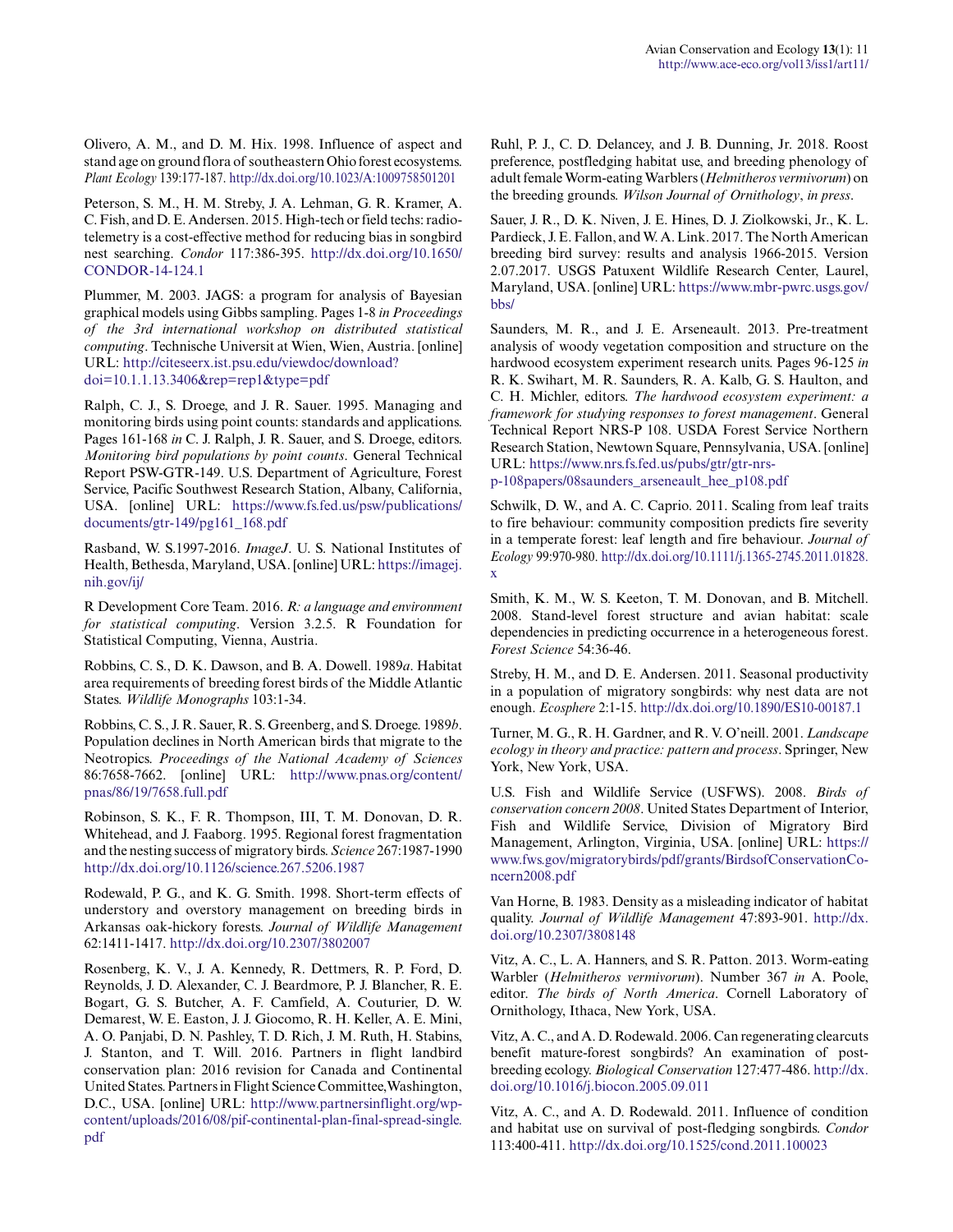Olivero, A. M., and D. M. Hix. 1998. Influence of aspect and stand age on ground flora of southeastern Ohio forest ecosystems. *Plant Ecology* 139:177-187. http://dx.doi.org/10.1023/A:1009758501201

Peterson, S. M., H. M. Streby, J. A. Lehman, G. R. Kramer, A. C. Fish, and D. E. Andersen. 2015. High-tech or field techs: radio-telemetry is a cost-effective method for reducing bias in songbird nest searching. *Condor* 117:386-395. http://dx.doi.org/10.1650/CONDOR-14-124.1

Plummer, M. 2003. JAGS: a program for analysis of Bayesian graphical models using Gibbs sampling. Pages 1-8 *in Proceedings of the 3rd international workshop on distributed statistical computing*. Technische Universit at Wien, Wien, Austria. [online] URL: http://citeseerx.ist.psu.edu/viewdoc/download?doi=10.1.1.13.3406&rep=rep1&type=pdf

Ralph, C. J., S. Droege, and J. R. Sauer. 1995. Managing and monitoring birds using point counts: standards and applications. Pages 161-168 *in* C. J. Ralph, J. R. Sauer, and S. Droege, editors. *Monitoring bird populations by point counts*. General Technical Report PSW-GTR-149. U.S. Department of Agriculture, Forest Service, Pacific Southwest Research Station, Albany, California, USA. [online] URL: https://www.fs.fed.us/psw/publications/documents/gtr-149/pg161_168.pdf

Rasband, W. S.1997-2016. *ImageJ*. U. S. National Institutes of Health, Bethesda, Maryland, USA. [online] URL: https://imagej.nih.gov/ij/

R Development Core Team. 2016. *R: a language and environment for statistical computing*. Version 3.2.5. R Foundation for Statistical Computing, Vienna, Austria.

Robbins, C. S., D. K. Dawson, and B. A. Dowell. 1989*a*. Habitat area requirements of breeding forest birds of the Middle Atlantic States. *Wildlife Monographs* 103:1-34.

Robbins, C. S., J. R. Sauer, R. S. Greenberg, and S. Droege. 1989*b*. Population declines in North American birds that migrate to the Neotropics. *Proceedings of the National Academy of Sciences* 86:7658-7662. [online] URL: http://www.pnas.org/content/pnas/86/19/7658.full.pdf

Robinson, S. K., F. R. Thompson, III, T. M. Donovan, D. R. Whitehead, and J. Faaborg. 1995. Regional forest fragmentation and the nesting success of migratory birds. *Science* 267:1987-1990 http://dx.doi.org/10.1126/science.267.5206.1987

Rodewald, P. G., and K. G. Smith. 1998. Short-term effects of understory and overstory management on breeding birds in Arkansas oak-hickory forests. *Journal of Wildlife Management* 62:1411-1417. http://dx.doi.org/10.2307/3802007

Rosenberg, K. V., J. A. Kennedy, R. Dettmers, R. P. Ford, D. Reynolds, J. D. Alexander, C. J. Beardmore, P. J. Blancher, R. E. Bogart, G. S. Butcher, A. F. Camfield, A. Couturier, D. W. Demarest, W. E. Easton, J. J. Giocomo, R. H. Keller, A. E. Mini, A. O. Panjabi, D. N. Pashley, T. D. Rich, J. M. Ruth, H. Stabins, J. Stanton, and T. Will. 2016. Partners in flight landbird conservation plan: 2016 revision for Canada and Continental United States. Partners in Flight Science Committee, Washington, D.C., USA. [online] URL: http://www.partnersinflight.org/wp-content/uploads/2016/08/pif-continental-plan-final-spread-single.pdf

Ruhl, P. J., C. D. Delancey, and J. B. Dunning, Jr. 2018. Roost preference, postfledging habitat use, and breeding phenology of adult female Worm-eating Warblers (*Helmitheros vermivorum*) on the breeding grounds. *Wilson Journal of Ornithology*, *in press*.

Sauer, J. R., D. K. Niven, J. E. Hines, D. J. Ziolkowski, Jr., K. L. Pardieck, J. E. Fallon, and W. A. Link. 2017. The North American breeding bird survey: results and analysis 1966-2015. Version 2.07.2017. USGS Patuxent Wildlife Research Center, Laurel, Maryland, USA. [online] URL: https://www.mbr-pwrc.usgs.gov/bbs/

Saunders, M. R., and J. E. Arseneault. 2013. Pre-treatment analysis of woody vegetation composition and structure on the hardwood ecosystem experiment research units. Pages 96-125 *in* R. K. Swihart, M. R. Saunders, R. A. Kalb, G. S. Haulton, and C. H. Michler, editors. *The hardwood ecosystem experiment: a framework for studying responses to forest management*. General Technical Report NRS-P 108. USDA Forest Service Northern Research Station, Newtown Square, Pennsylvania, USA. [online] URL: https://www.nrs.fs.fed.us/pubs/gtr/gtr-nrs-p-108papers/08saunders_arseneault_hee_p108.pdf

Schwilk, D. W., and A. C. Caprio. 2011. Scaling from leaf traits to fire behaviour: community composition predicts fire severity in a temperate forest: leaf length and fire behaviour. *Journal of Ecology* 99:970-980. http://dx.doi.org/10.1111/j.1365-2745.2011.01828.x

Smith, K. M., W. S. Keeton, T. M. Donovan, and B. Mitchell. 2008. Stand-level forest structure and avian habitat: scale dependencies in predicting occurrence in a heterogeneous forest. *Forest Science* 54:36-46.

Streby, H. M., and D. E. Andersen. 2011. Seasonal productivity in a population of migratory songbirds: why nest data are not enough. *Ecosphere* 2:1-15. http://dx.doi.org/10.1890/ES10-00187.1

Turner, M. G., R. H. Gardner, and R. V. O'neill. 2001. *Landscape ecology in theory and practice: pattern and process*. Springer, New York, New York, USA.

U.S. Fish and Wildlife Service (USFWS). 2008. *Birds of conservation concern 2008*. United States Department of Interior, Fish and Wildlife Service, Division of Migratory Bird Management, Arlington, Virginia, USA. [online] URL: https://www.fws.gov/migratorybirds/pdf/grants/BirdsofConservationConcern2008.pdf

Van Horne, B. 1983. Density as a misleading indicator of habitat quality. *Journal of Wildlife Management* 47:893-901. http://dx.doi.org/10.2307/3808148

Vitz, A. C., L. A. Hanners, and S. R. Patton. 2013. Worm-eating Warbler (*Helmitheros vermivorum*). Number 367 *in* A. Poole, editor. *The birds of North America*. Cornell Laboratory of Ornithology, Ithaca, New York, USA.

Vitz, A. C., and A. D. Rodewald. 2006. Can regenerating clearcuts benefit mature-forest songbirds? An examination of post-breeding ecology. *Biological Conservation* 127:477-486. http://dx.doi.org/10.1016/j.biocon.2005.09.011

Vitz, A. C., and A. D. Rodewald. 2011. Influence of condition and habitat use on survival of post-fledging songbirds. *Condor* 113:400-411. http://dx.doi.org/10.1525/cond.2011.100023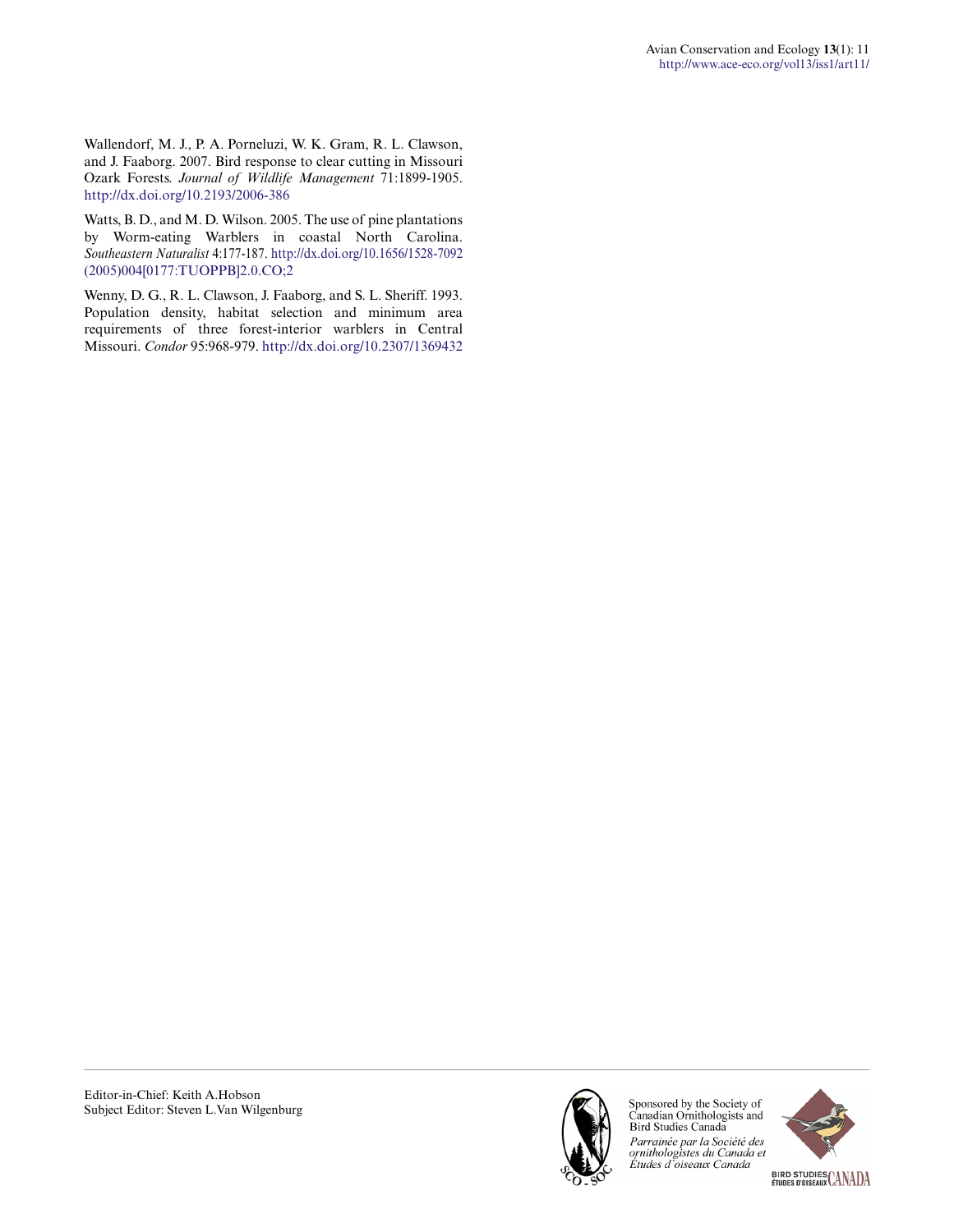Wallendorf, M. J., P. A. Porneluzi, W. K. Gram, R. L. Clawson, and J. Faaborg. 2007. Bird response to clear cutting in Missouri Ozark Forests. *Journal of Wildlife Management* 71:1899-1905. http://dx.doi.org/10.2193/2006-386

Watts, B. D., and M. D. Wilson. 2005. The use of pine plantations by Worm-eating Warblers in coastal North Carolina. *Southeastern Naturalist* 4:177-187. http://dx.doi.org/10.1656/1528-7092(2005)004[0177:TUOPPB]2.0.CO;2

Wenny, D. G., R. L. Clawson, J. Faaborg, and S. L. Sheriff. 1993. Population density, habitat selection and minimum area requirements of three forest-interior warblers in Central Missouri. *Condor* 95:968-979. http://dx.doi.org/10.2307/1369432

Editor-in-Chief: Keith A.Hobson
Subject Editor: Steven L.Van Wilgenburg

Sponsored by the Society of Canadian Ornithologists and Bird Studies Canada

*Parrainée par la Société des ornithologistes du Canada et Études d'oiseaux Canada*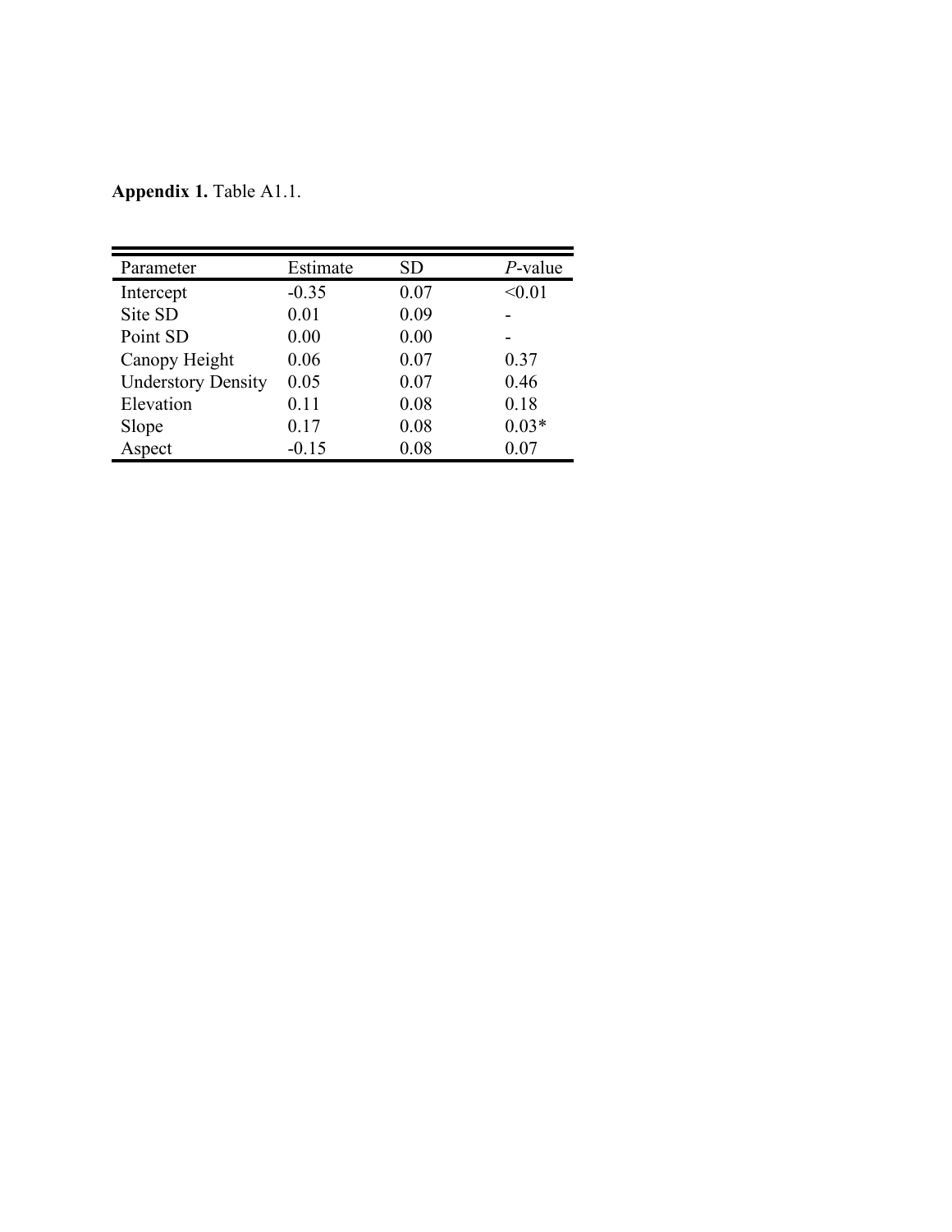**Appendix 1.** Table A1.1.

| Parameter | Estimate | SD | *P*-value |
| --- | --- | --- | --- |
| Intercept | -0.35 | 0.07 | <0.01 |
| Site SD | 0.01 | 0.09 | - |
| Point SD | 0.00 | 0.00 | - |
| Canopy Height | 0.06 | 0.07 | 0.37 |
| Understory Density | 0.05 | 0.07 | 0.46 |
| Elevation | 0.11 | 0.08 | 0.18 |
| Slope | 0.17 | 0.08 | 0.03* |
| Aspect | -0.15 | 0.08 | 0.07 |